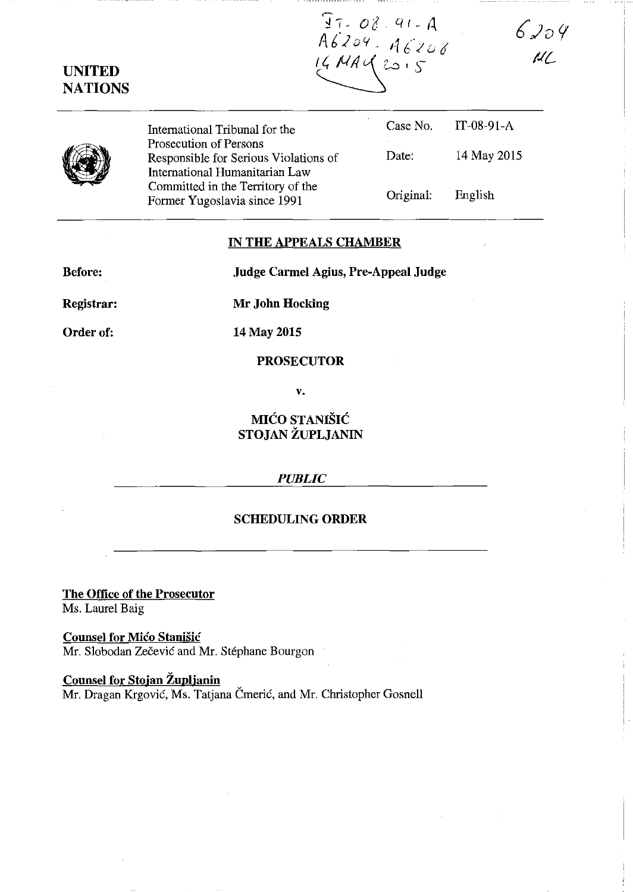IT-08-91-A
A6204 - A6208
14 MAY 2015

6204
ML

**UNITED NATIONS**

| International Tribunal for the Prosecution of Persons Responsible for Serious Violations of International Humanitarian Law Committed in the Territory of the Former Yugoslavia since 1991 | Case No. | IT-08-91-A |
|---|---|---|
| | Date: | 14 May 2015 |
| | Original: | English |

## IN THE APPEALS CHAMBER

**Before:** **Judge Carmel Agius, Pre-Appeal Judge**

**Registrar:** **Mr John Hocking**

**Order of:** **14 May 2015**

**PROSECUTOR**

**v.**

**MIĆO STANIŠIĆ**
**STOJAN ŽUPLJANIN**

*PUBLIC*

**SCHEDULING ORDER**

**The Office of the Prosecutor**
Ms. Laurel Baig

**Counsel for Mićo Stanišić**
Mr. Slobodan Zečević and Mr. Stéphane Bourgon

**Counsel for Stojan Župljanin**
Mr. Dragan Krgović, Ms. Tatjana Čmerić, and Mr. Christopher Gosnell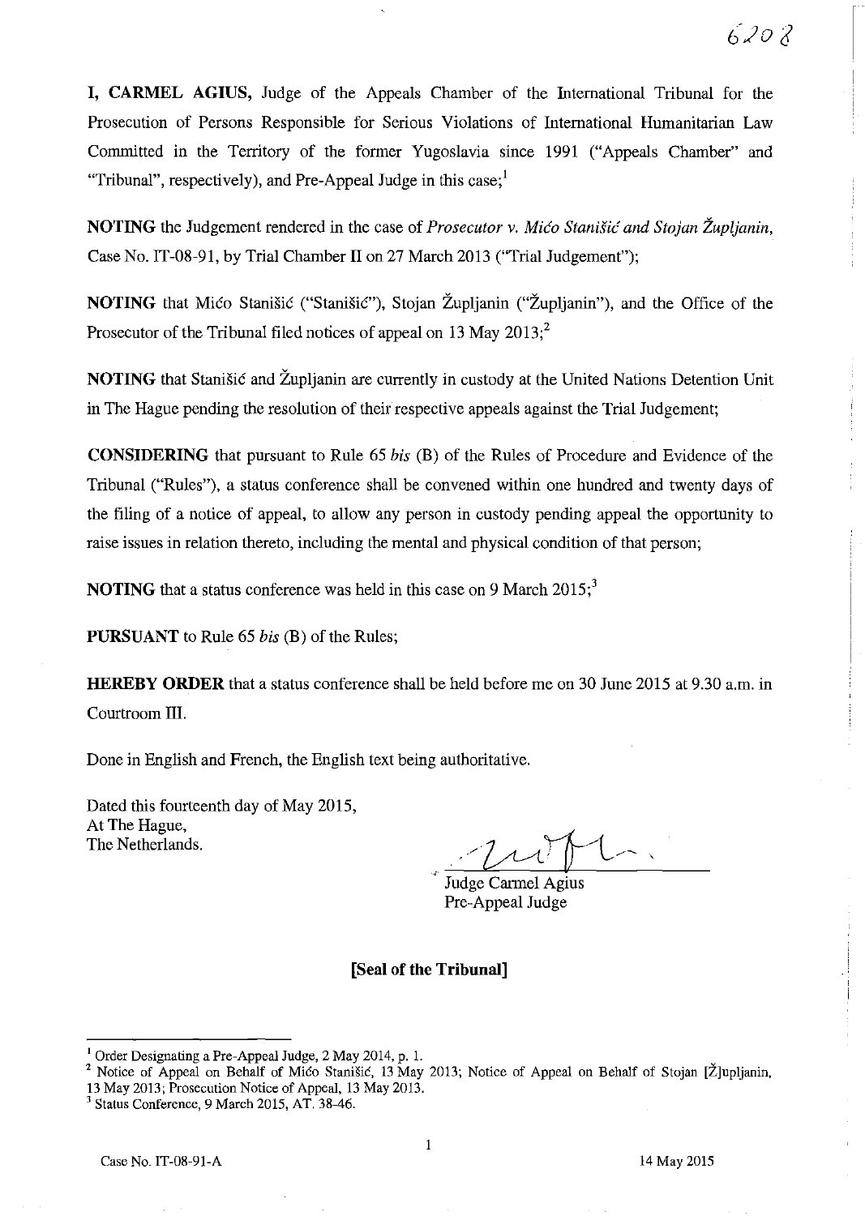**I, CARMEL AGIUS,** Judge of the Appeals Chamber of the International Tribunal for the Prosecution of Persons Responsible for Serious Violations of International Humanitarian Law Committed in the Territory of the former Yugoslavia since 1991 ("Appeals Chamber" and "Tribunal", respectively), and Pre-Appeal Judge in this case;[1]

**NOTING** the Judgement rendered in the case of *Prosecutor v. Mićo Stanišić and Stojan Župljanin*, Case No. IT-08-91, by Trial Chamber II on 27 March 2013 ("Trial Judgement");

**NOTING** that Mićo Stanišić ("Stanišić"), Stojan Župljanin ("Župljanin"), and the Office of the Prosecutor of the Tribunal filed notices of appeal on 13 May 2013;[2]

**NOTING** that Stanišić and Župljanin are currently in custody at the United Nations Detention Unit in The Hague pending the resolution of their respective appeals against the Trial Judgement;

**CONSIDERING** that pursuant to Rule 65 *bis* (B) of the Rules of Procedure and Evidence of the Tribunal ("Rules"), a status conference shall be convened within one hundred and twenty days of the filing of a notice of appeal, to allow any person in custody pending appeal the opportunity to raise issues in relation thereto, including the mental and physical condition of that person;

**NOTING** that a status conference was held in this case on 9 March 2015;[3]

**PURSUANT** to Rule 65 *bis* (B) of the Rules;

**HEREBY ORDER** that a status conference shall be held before me on 30 June 2015 at 9.30 a.m. in Courtroom III.

Done in English and French, the English text being authoritative.

Dated this fourteenth day of May 2015,
At The Hague,
The Netherlands.

Judge Carmel Agius
Pre-Appeal Judge

**[Seal of the Tribunal]**

---

[1] Order Designating a Pre-Appeal Judge, 2 May 2014, p. 1.

[2] Notice of Appeal on Behalf of Mićo Stanišić, 13 May 2013; Notice of Appeal on Behalf of Stojan [Ž]upljanin, 13 May 2013; Prosecution Notice of Appeal, 13 May 2013.

[3] Status Conference, 9 March 2015, AT. 38-46.